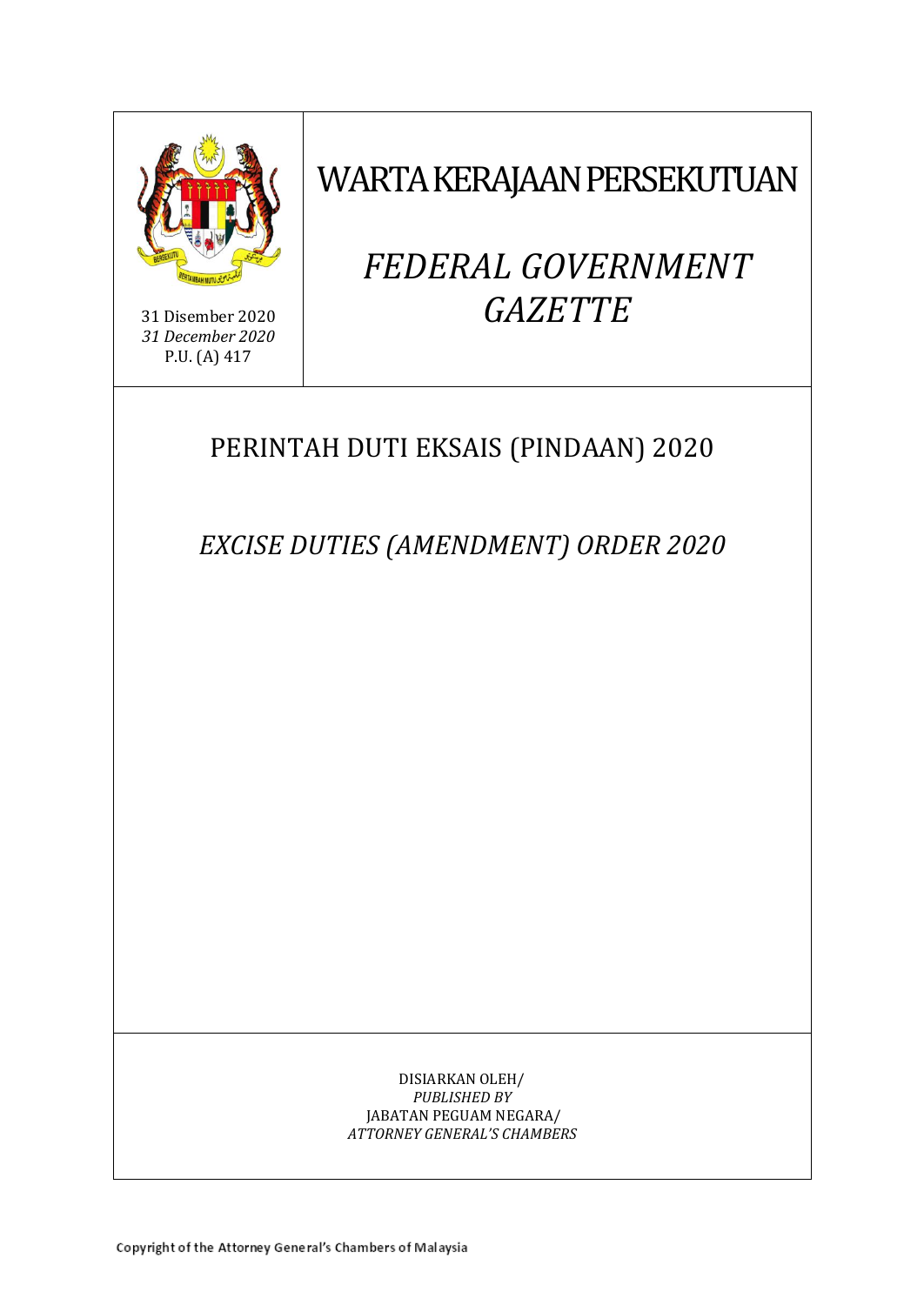31 Disember 2020
*31 December 2020*
P.U. (A) 417

# WARTA KERAJAAN PERSEKUTUAN

# *FEDERAL GOVERNMENT GAZETTE*

## PERINTAH DUTI EKSAIS (PINDAAN) 2020

## *EXCISE DUTIES (AMENDMENT) ORDER 2020*

DISIARKAN OLEH/
*PUBLISHED BY*
JABATAN PEGUAM NEGARA/
*ATTORNEY GENERAL'S CHAMBERS*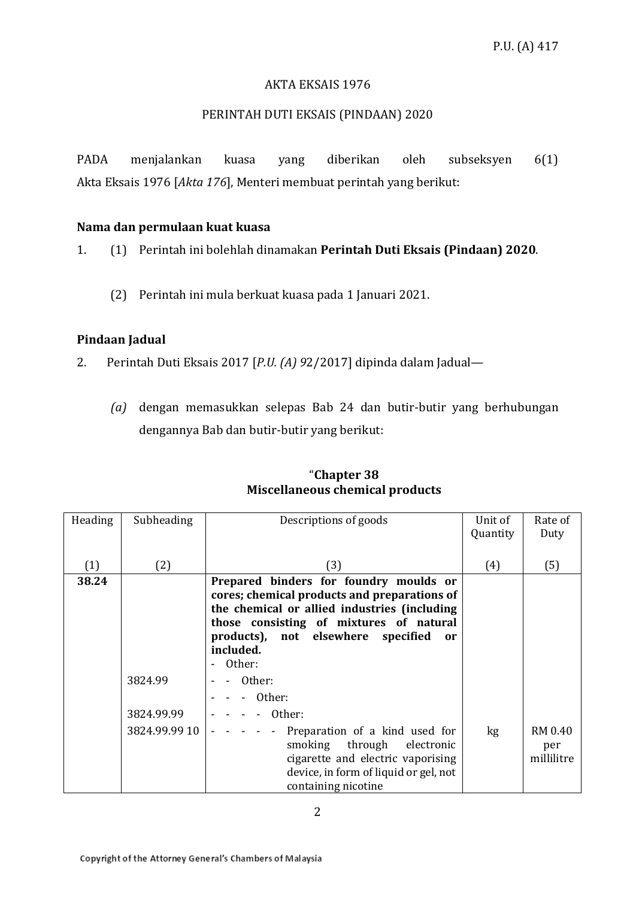P.U. (A) 417

AKTA EKSAIS 1976

PERINTAH DUTI EKSAIS (PINDAAN) 2020

PADA menjalankan kuasa yang diberikan oleh subseksyen 6(1) Akta Eksais 1976 [*Akta 176*], Menteri membuat perintah yang berikut:

**Nama dan permulaan kuat kuasa**

1. (1) Perintah ini bolehlah dinamakan **Perintah Duti Eksais (Pindaan) 2020**.

   (2) Perintah ini mula berkuat kuasa pada 1 Januari 2021.

**Pindaan Jadual**

2. Perintah Duti Eksais 2017 [*P.U. (A) 9*2/2017] dipinda dalam Jadual—

   *(a)* dengan memasukkan selepas Bab 24 dan butir-butir yang berhubungan dengannya Bab dan butir-butir yang berikut:

"**Chapter 38**
**Miscellaneous chemical products**

| Heading | Subheading | Descriptions of goods | Unit of Quantity | Rate of Duty |
|---|---|---|---|---|
| (1) | (2) | (3) | (4) | (5) |
| **38.24** | | **Prepared binders for foundry moulds or cores; chemical products and preparations of the chemical or allied industries (including those consisting of mixtures of natural products), not elsewhere specified or included.**<br>- Other: | | |
| | 3824.99 | - - Other: | | |
| | | - - - Other: | | |
| | 3824.99.99 | - - - - Other: | | |
| | 3824.99.99 10 | - - - - - Preparation of a kind used for smoking through electronic cigarette and electric vaporising device, in form of liquid or gel, not containing nicotine | kg | RM 0.40 per millilitre |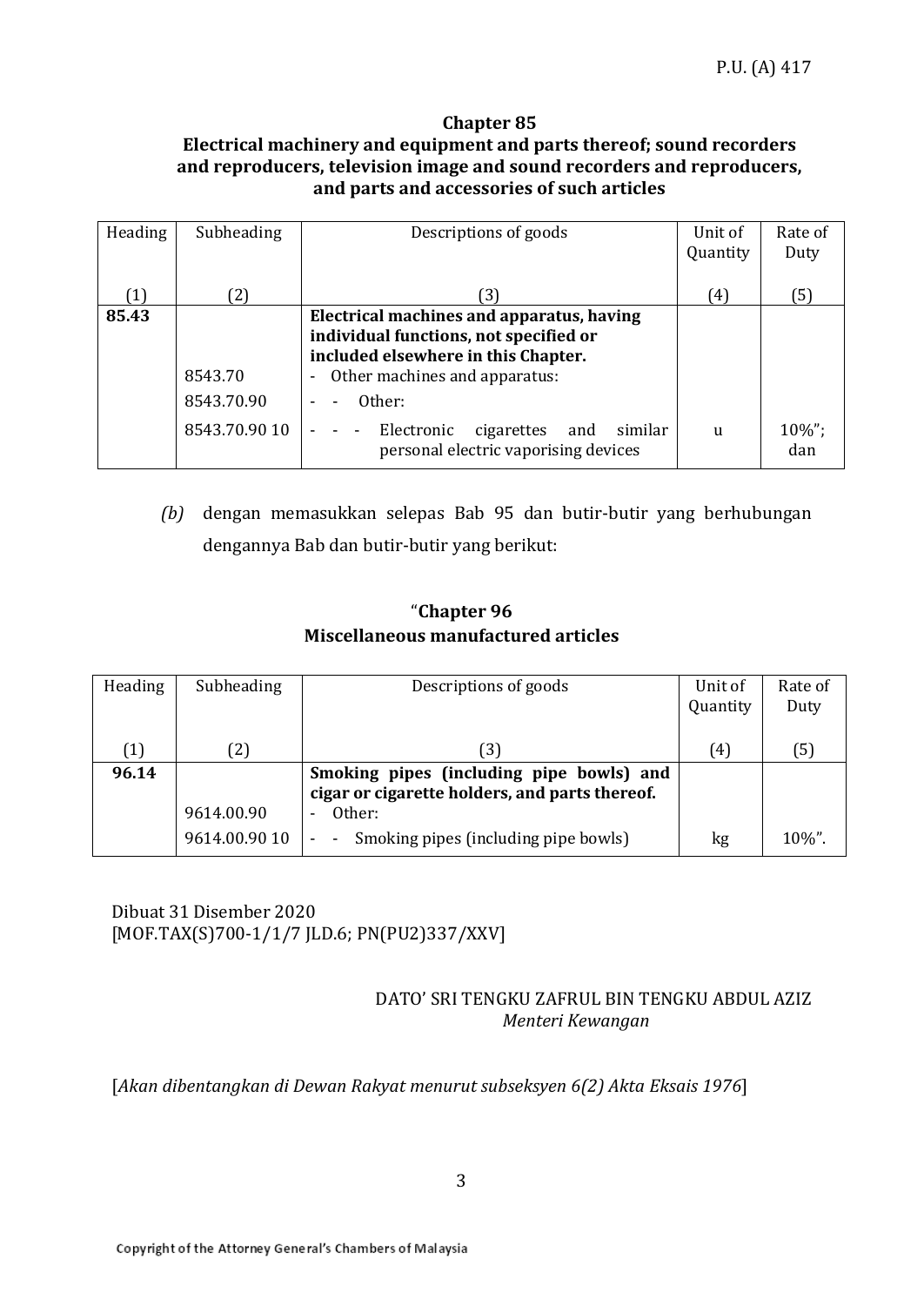**Chapter 85**
**Electrical machinery and equipment and parts thereof; sound recorders and reproducers, television image and sound recorders and reproducers, and parts and accessories of such articles**

| Heading | Subheading | Descriptions of goods | Unit of Quantity | Rate of Duty |
|---|---|---|---|---|
| (1) | (2) | (3) | (4) | (5) |
| **85.43** | | **Electrical machines and apparatus, having individual functions, not specified or included elsewhere in this Chapter.** | | |
| | 8543.70 | - Other machines and apparatus: | | |
| | 8543.70.90 | - - Other: | | |
| | 8543.70.90 10 | - - - Electronic cigarettes and similar personal electric vaporising devices | u | 10%"; dan |

*(b)* dengan memasukkan selepas Bab 95 dan butir-butir yang berhubungan dengannya Bab dan butir-butir yang berikut:

"**Chapter 96**
**Miscellaneous manufactured articles**

| Heading | Subheading | Descriptions of goods | Unit of Quantity | Rate of Duty |
|---|---|---|---|---|
| (1) | (2) | (3) | (4) | (5) |
| **96.14** | | **Smoking pipes (including pipe bowls) and cigar or cigarette holders, and parts thereof.** | | |
| | 9614.00.90 | - Other: | | |
| | 9614.00.90 10 | - - Smoking pipes (including pipe bowls) | kg | 10%". |

Dibuat 31 Disember 2020
[MOF.TAX(S)700-1/1/7 JLD.6; PN(PU2)337/XXV]

DATO' SRI TENGKU ZAFRUL BIN TENGKU ABDUL AZIZ
*Menteri Kewangan*

[*Akan dibentangkan di Dewan Rakyat menurut subseksyen 6(2) Akta Eksais 1976*]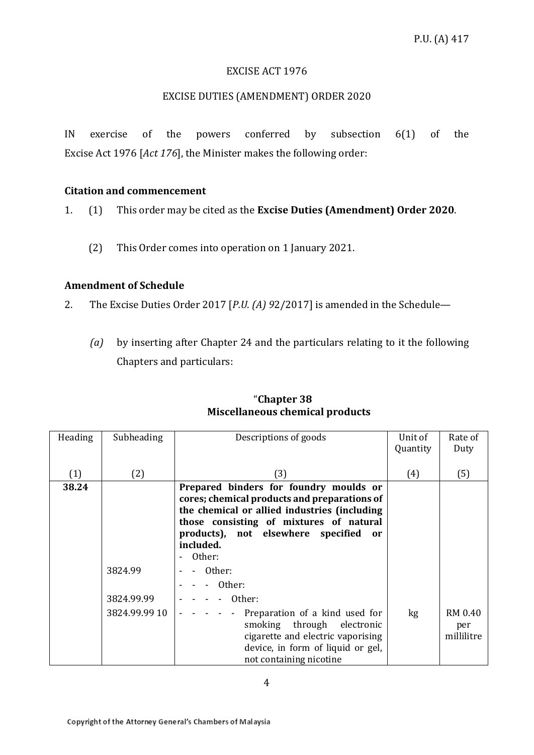P.U. (A) 417

EXCISE ACT 1976

EXCISE DUTIES (AMENDMENT) ORDER 2020

IN exercise of the powers conferred by subsection 6(1) of the Excise Act 1976 [*Act 176*], the Minister makes the following order:

**Citation and commencement**

1. (1) This order may be cited as the **Excise Duties (Amendment) Order 2020**.

   (2) This Order comes into operation on 1 January 2021.

**Amendment of Schedule**

2. The Excise Duties Order 2017 [*P.U. (A) 9*2/2017] is amended in the Schedule—

   *(a)* by inserting after Chapter 24 and the particulars relating to it the following Chapters and particulars:

"**Chapter 38**
**Miscellaneous chemical products**

| Heading | Subheading | Descriptions of goods | Unit of Quantity | Rate of Duty |
|---|---|---|---|---|
| (1) | (2) | (3) | (4) | (5) |
| **38.24** | | **Prepared binders for foundry moulds or cores; chemical products and preparations of the chemical or allied industries (including those consisting of mixtures of natural products), not elsewhere specified or included.** | | |
| | | - Other: | | |
| | 3824.99 | - - Other: | | |
| | | - - - Other: | | |
| | 3824.99.99 | - - - - Other: | | |
| | 3824.99.99 10 | - - - - - Preparation of a kind used for smoking through electronic cigarette and electric vaporising device, in form of liquid or gel, not containing nicotine | kg | RM 0.40 per millilitre |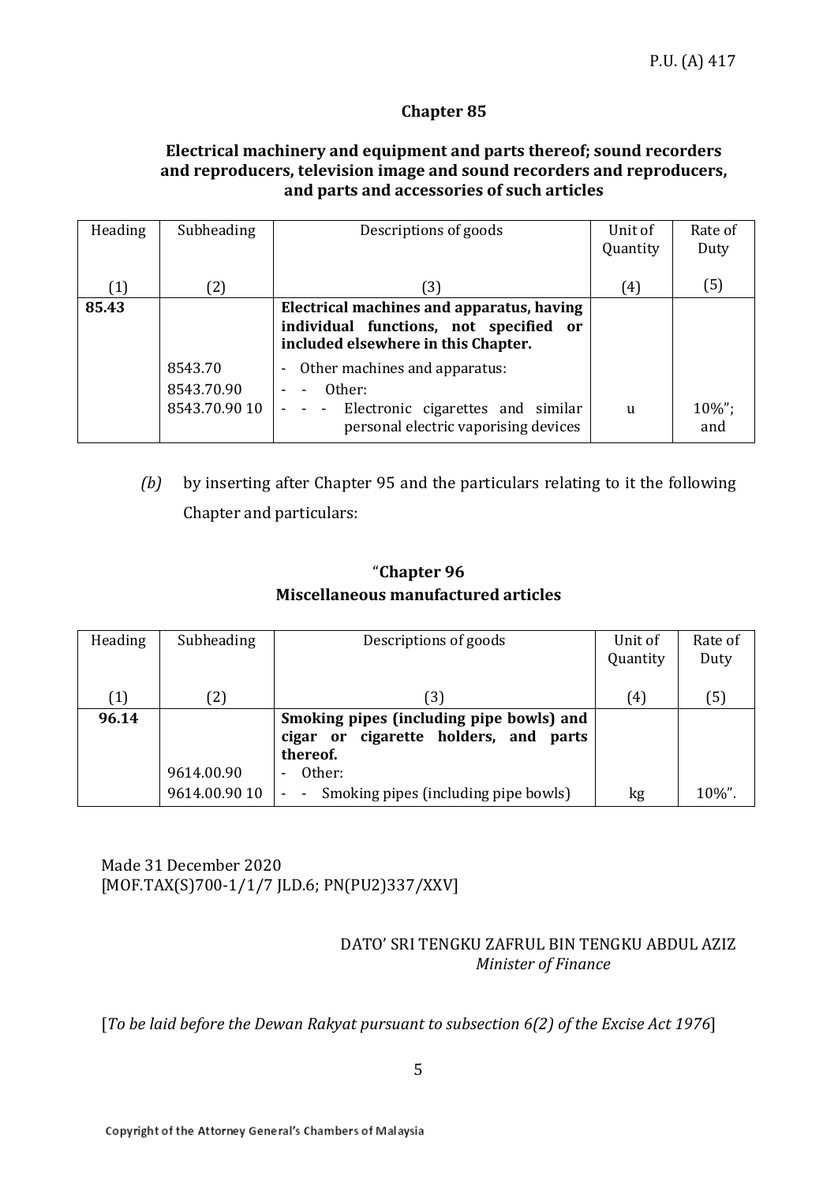## Chapter 85

### Electrical machinery and equipment and parts thereof; sound recorders and reproducers, television image and sound recorders and reproducers, and parts and accessories of such articles

| Heading | Subheading | Descriptions of goods | Unit of Quantity | Rate of Duty |
|---|---|---|---|---|
| (1) | (2) | (3) | (4) | (5) |
| **85.43** | | **Electrical machines and apparatus, having individual functions, not specified or included elsewhere in this Chapter.** | | |
| | 8543.70 | - Other machines and apparatus: | | |
| | 8543.70.90 | - - Other: | | |
| | 8543.70.90 10 | - - - Electronic cigarettes and similar personal electric vaporising devices | u | 10%"; and |

*(b)* by inserting after Chapter 95 and the particulars relating to it the following Chapter and particulars:

## "Chapter 96
### Miscellaneous manufactured articles

| Heading | Subheading | Descriptions of goods | Unit of Quantity | Rate of Duty |
|---|---|---|---|---|
| (1) | (2) | (3) | (4) | (5) |
| **96.14** | | **Smoking pipes (including pipe bowls) and cigar or cigarette holders, and parts thereof.** | | |
| | 9614.00.90 | - Other: | | |
| | 9614.00.90 10 | - - Smoking pipes (including pipe bowls) | kg | 10%". |

Made 31 December 2020
[MOF.TAX(S)700-1/1/7 JLD.6; PN(PU2)337/XXV]

DATO' SRI TENGKU ZAFRUL BIN TENGKU ABDUL AZIZ
*Minister of Finance*

[*To be laid before the Dewan Rakyat pursuant to subsection 6(2) of the Excise Act 1976*]